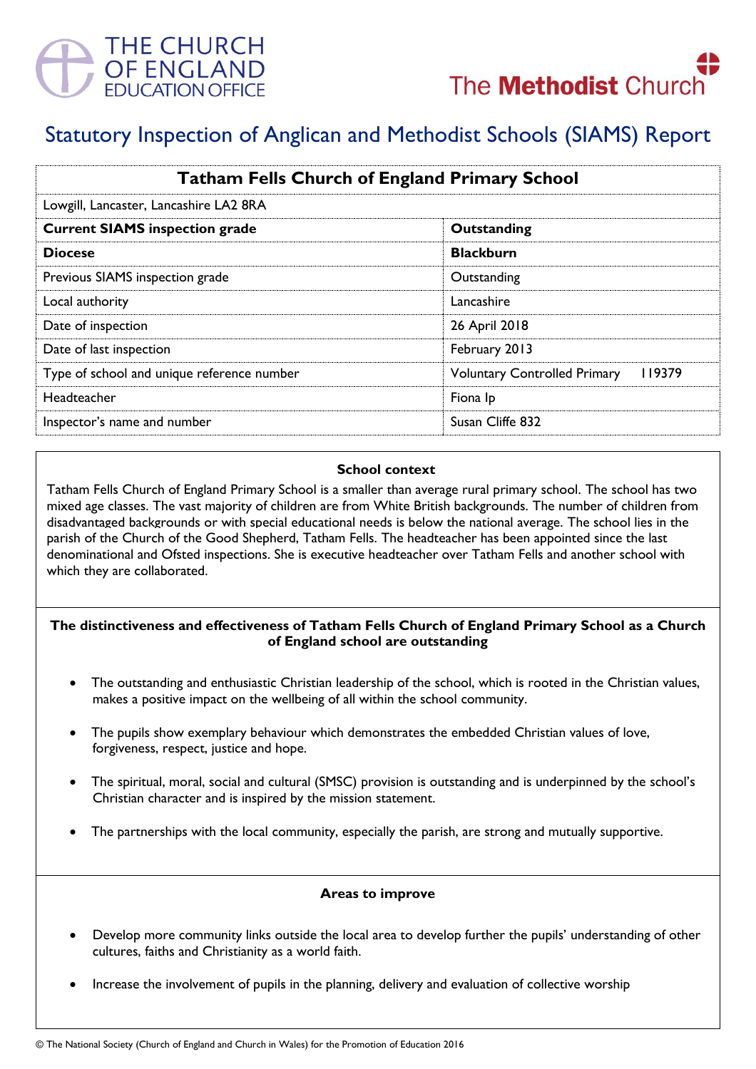THE CHURCH OF ENGLAND EDUCATION OFFICE

The Methodist Church

# Statutory Inspection of Anglican and Methodist Schools (SIAMS) Report

| Tatham Fells Church of England Primary School | |
|---|---|
| Lowgill, Lancaster, Lancashire LA2 8RA | |
| **Current SIAMS inspection grade** | **Outstanding** |
| **Diocese** | **Blackburn** |
| Previous SIAMS inspection grade | Outstanding |
| Local authority | Lancashire |
| Date of inspection | 26 April 2018 |
| Date of last inspection | February 2013 |
| Type of school and unique reference number | Voluntary Controlled Primary 119379 |
| Headteacher | Fiona Ip |
| Inspector's name and number | Susan Cliffe 832 |

### School context

Tatham Fells Church of England Primary School is a smaller than average rural primary school. The school has two mixed age classes. The vast majority of children are from White British backgrounds. The number of children from disadvantaged backgrounds or with special educational needs is below the national average. The school lies in the parish of the Church of the Good Shepherd, Tatham Fells. The headteacher has been appointed since the last denominational and Ofsted inspections. She is executive headteacher over Tatham Fells and another school with which they are collaborated.

### The distinctiveness and effectiveness of Tatham Fells Church of England Primary School as a Church of England school are outstanding

- The outstanding and enthusiastic Christian leadership of the school, which is rooted in the Christian values, makes a positive impact on the wellbeing of all within the school community.
- The pupils show exemplary behaviour which demonstrates the embedded Christian values of love, forgiveness, respect, justice and hope.
- The spiritual, moral, social and cultural (SMSC) provision is outstanding and is underpinned by the school's Christian character and is inspired by the mission statement.
- The partnerships with the local community, especially the parish, are strong and mutually supportive.

### Areas to improve

- Develop more community links outside the local area to develop further the pupils' understanding of other cultures, faiths and Christianity as a world faith.
- Increase the involvement of pupils in the planning, delivery and evaluation of collective worship

© The National Society (Church of England and Church in Wales) for the Promotion of Education 2016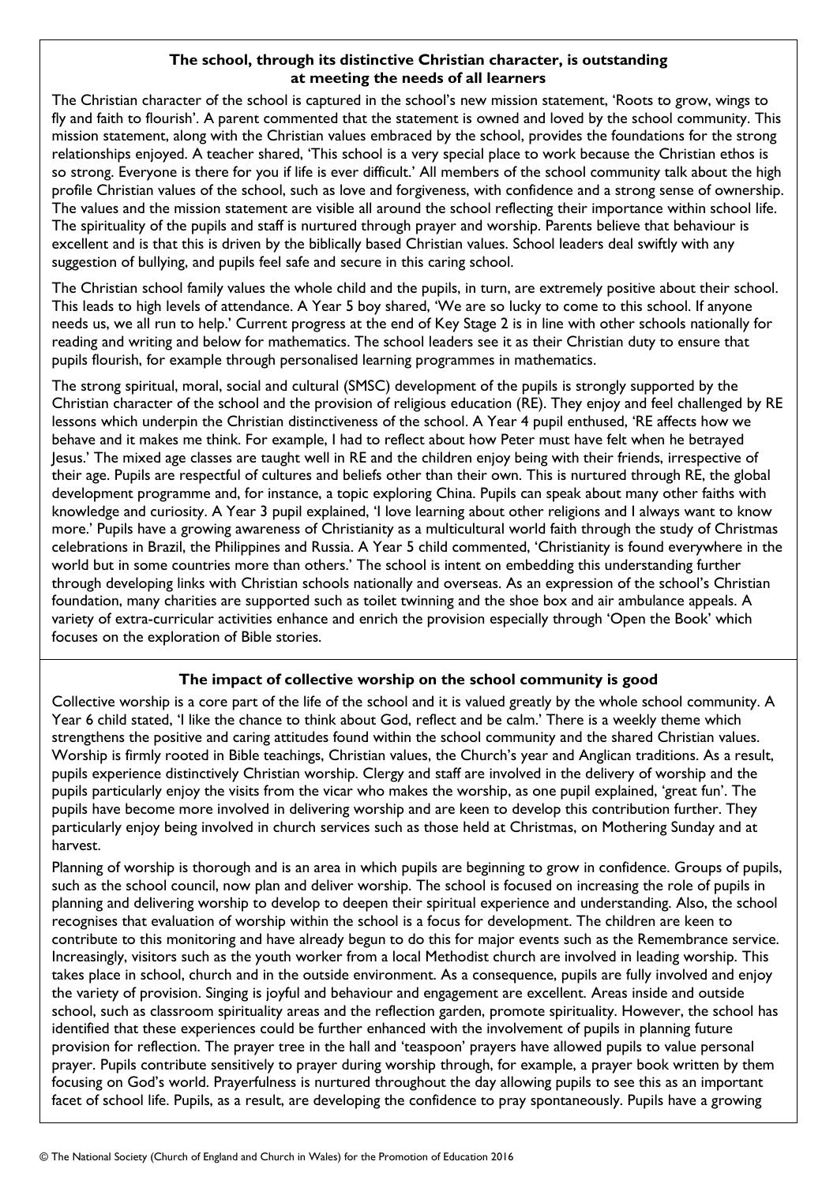### The school, through its distinctive Christian character, is outstanding at meeting the needs of all learners

The Christian character of the school is captured in the school's new mission statement, 'Roots to grow, wings to fly and faith to flourish'. A parent commented that the statement is owned and loved by the school community. This mission statement, along with the Christian values embraced by the school, provides the foundations for the strong relationships enjoyed. A teacher shared, 'This school is a very special place to work because the Christian ethos is so strong. Everyone is there for you if life is ever difficult.' All members of the school community talk about the high profile Christian values of the school, such as love and forgiveness, with confidence and a strong sense of ownership. The values and the mission statement are visible all around the school reflecting their importance within school life. The spirituality of the pupils and staff is nurtured through prayer and worship. Parents believe that behaviour is excellent and is that this is driven by the biblically based Christian values. School leaders deal swiftly with any suggestion of bullying, and pupils feel safe and secure in this caring school.

The Christian school family values the whole child and the pupils, in turn, are extremely positive about their school. This leads to high levels of attendance. A Year 5 boy shared, 'We are so lucky to come to this school. If anyone needs us, we all run to help.' Current progress at the end of Key Stage 2 is in line with other schools nationally for reading and writing and below for mathematics. The school leaders see it as their Christian duty to ensure that pupils flourish, for example through personalised learning programmes in mathematics.

The strong spiritual, moral, social and cultural (SMSC) development of the pupils is strongly supported by the Christian character of the school and the provision of religious education (RE). They enjoy and feel challenged by RE lessons which underpin the Christian distinctiveness of the school. A Year 4 pupil enthused, 'RE affects how we behave and it makes me think. For example, I had to reflect about how Peter must have felt when he betrayed Jesus.' The mixed age classes are taught well in RE and the children enjoy being with their friends, irrespective of their age. Pupils are respectful of cultures and beliefs other than their own. This is nurtured through RE, the global development programme and, for instance, a topic exploring China. Pupils can speak about many other faiths with knowledge and curiosity. A Year 3 pupil explained, 'I love learning about other religions and I always want to know more.' Pupils have a growing awareness of Christianity as a multicultural world faith through the study of Christmas celebrations in Brazil, the Philippines and Russia. A Year 5 child commented, 'Christianity is found everywhere in the world but in some countries more than others.' The school is intent on embedding this understanding further through developing links with Christian schools nationally and overseas. As an expression of the school's Christian foundation, many charities are supported such as toilet twinning and the shoe box and air ambulance appeals. A variety of extra-curricular activities enhance and enrich the provision especially through 'Open the Book' which focuses on the exploration of Bible stories.

### The impact of collective worship on the school community is good

Collective worship is a core part of the life of the school and it is valued greatly by the whole school community. A Year 6 child stated, 'I like the chance to think about God, reflect and be calm.' There is a weekly theme which strengthens the positive and caring attitudes found within the school community and the shared Christian values. Worship is firmly rooted in Bible teachings, Christian values, the Church's year and Anglican traditions. As a result, pupils experience distinctively Christian worship. Clergy and staff are involved in the delivery of worship and the pupils particularly enjoy the visits from the vicar who makes the worship, as one pupil explained, 'great fun'. The pupils have become more involved in delivering worship and are keen to develop this contribution further. They particularly enjoy being involved in church services such as those held at Christmas, on Mothering Sunday and at harvest.

Planning of worship is thorough and is an area in which pupils are beginning to grow in confidence. Groups of pupils, such as the school council, now plan and deliver worship. The school is focused on increasing the role of pupils in planning and delivering worship to develop to deepen their spiritual experience and understanding. Also, the school recognises that evaluation of worship within the school is a focus for development. The children are keen to contribute to this monitoring and have already begun to do this for major events such as the Remembrance service. Increasingly, visitors such as the youth worker from a local Methodist church are involved in leading worship. This takes place in school, church and in the outside environment. As a consequence, pupils are fully involved and enjoy the variety of provision. Singing is joyful and behaviour and engagement are excellent. Areas inside and outside school, such as classroom spirituality areas and the reflection garden, promote spirituality. However, the school has identified that these experiences could be further enhanced with the involvement of pupils in planning future provision for reflection. The prayer tree in the hall and 'teaspoon' prayers have allowed pupils to value personal prayer. Pupils contribute sensitively to prayer during worship through, for example, a prayer book written by them focusing on God's world. Prayerfulness is nurtured throughout the day allowing pupils to see this as an important facet of school life. Pupils, as a result, are developing the confidence to pray spontaneously. Pupils have a growing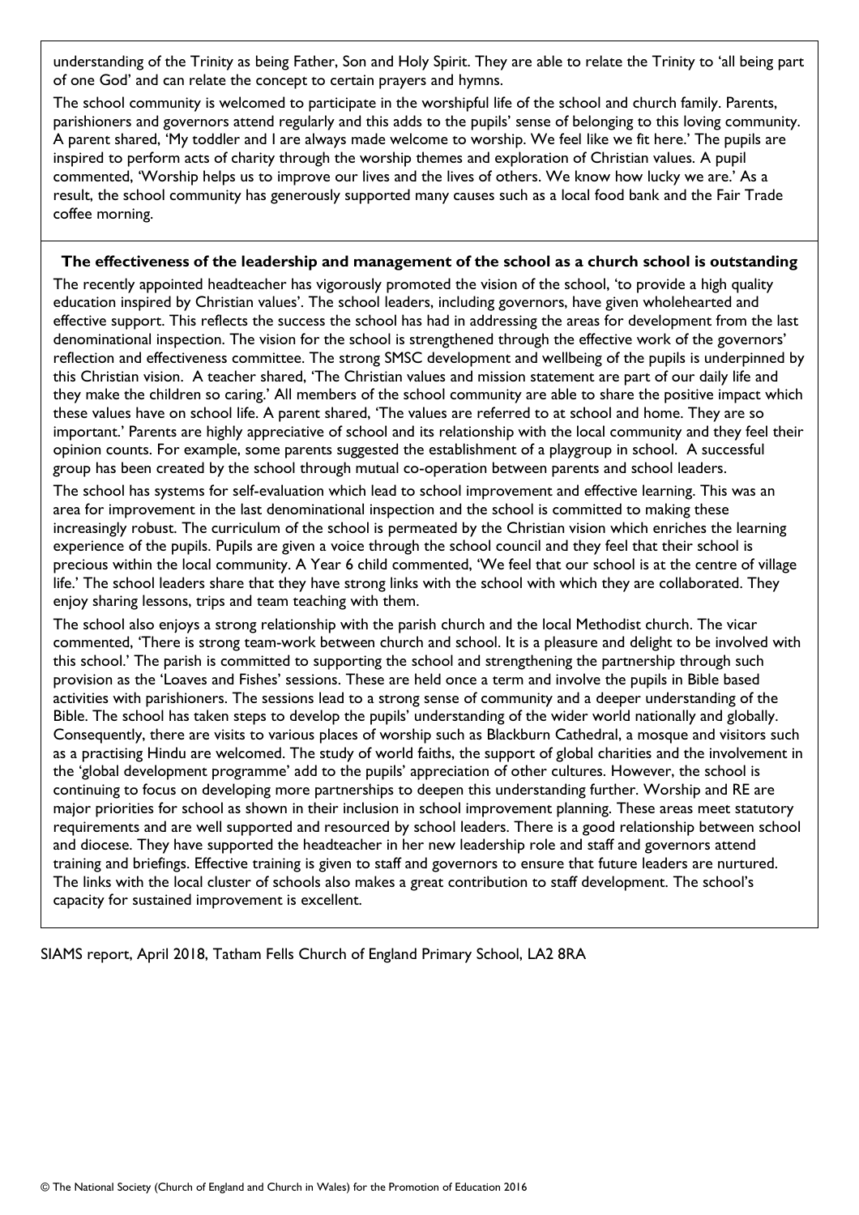understanding of the Trinity as being Father, Son and Holy Spirit. They are able to relate the Trinity to 'all being part of one God' and can relate the concept to certain prayers and hymns.

The school community is welcomed to participate in the worshipful life of the school and church family. Parents, parishioners and governors attend regularly and this adds to the pupils' sense of belonging to this loving community. A parent shared, 'My toddler and I are always made welcome to worship. We feel like we fit here.' The pupils are inspired to perform acts of charity through the worship themes and exploration of Christian values. A pupil commented, 'Worship helps us to improve our lives and the lives of others. We know how lucky we are.' As a result, the school community has generously supported many causes such as a local food bank and the Fair Trade coffee morning.

**The effectiveness of the leadership and management of the school as a church school is outstanding**

The recently appointed headteacher has vigorously promoted the vision of the school, 'to provide a high quality education inspired by Christian values'. The school leaders, including governors, have given wholehearted and effective support. This reflects the success the school has had in addressing the areas for development from the last denominational inspection. The vision for the school is strengthened through the effective work of the governors' reflection and effectiveness committee. The strong SMSC development and wellbeing of the pupils is underpinned by this Christian vision. A teacher shared, 'The Christian values and mission statement are part of our daily life and they make the children so caring.' All members of the school community are able to share the positive impact which these values have on school life. A parent shared, 'The values are referred to at school and home. They are so important.' Parents are highly appreciative of school and its relationship with the local community and they feel their opinion counts. For example, some parents suggested the establishment of a playgroup in school. A successful group has been created by the school through mutual co-operation between parents and school leaders.

The school has systems for self-evaluation which lead to school improvement and effective learning. This was an area for improvement in the last denominational inspection and the school is committed to making these increasingly robust. The curriculum of the school is permeated by the Christian vision which enriches the learning experience of the pupils. Pupils are given a voice through the school council and they feel that their school is precious within the local community. A Year 6 child commented, 'We feel that our school is at the centre of village life.' The school leaders share that they have strong links with the school with which they are collaborated. They enjoy sharing lessons, trips and team teaching with them.

The school also enjoys a strong relationship with the parish church and the local Methodist church. The vicar commented, 'There is strong team-work between church and school. It is a pleasure and delight to be involved with this school.' The parish is committed to supporting the school and strengthening the partnership through such provision as the 'Loaves and Fishes' sessions. These are held once a term and involve the pupils in Bible based activities with parishioners. The sessions lead to a strong sense of community and a deeper understanding of the Bible. The school has taken steps to develop the pupils' understanding of the wider world nationally and globally. Consequently, there are visits to various places of worship such as Blackburn Cathedral, a mosque and visitors such as a practising Hindu are welcomed. The study of world faiths, the support of global charities and the involvement in the 'global development programme' add to the pupils' appreciation of other cultures. However, the school is continuing to focus on developing more partnerships to deepen this understanding further. Worship and RE are major priorities for school as shown in their inclusion in school improvement planning. These areas meet statutory requirements and are well supported and resourced by school leaders. There is a good relationship between school and diocese. They have supported the headteacher in her new leadership role and staff and governors attend training and briefings. Effective training is given to staff and governors to ensure that future leaders are nurtured. The links with the local cluster of schools also makes a great contribution to staff development. The school's capacity for sustained improvement is excellent.

SIAMS report, April 2018, Tatham Fells Church of England Primary School, LA2 8RA

© The National Society (Church of England and Church in Wales) for the Promotion of Education 2016